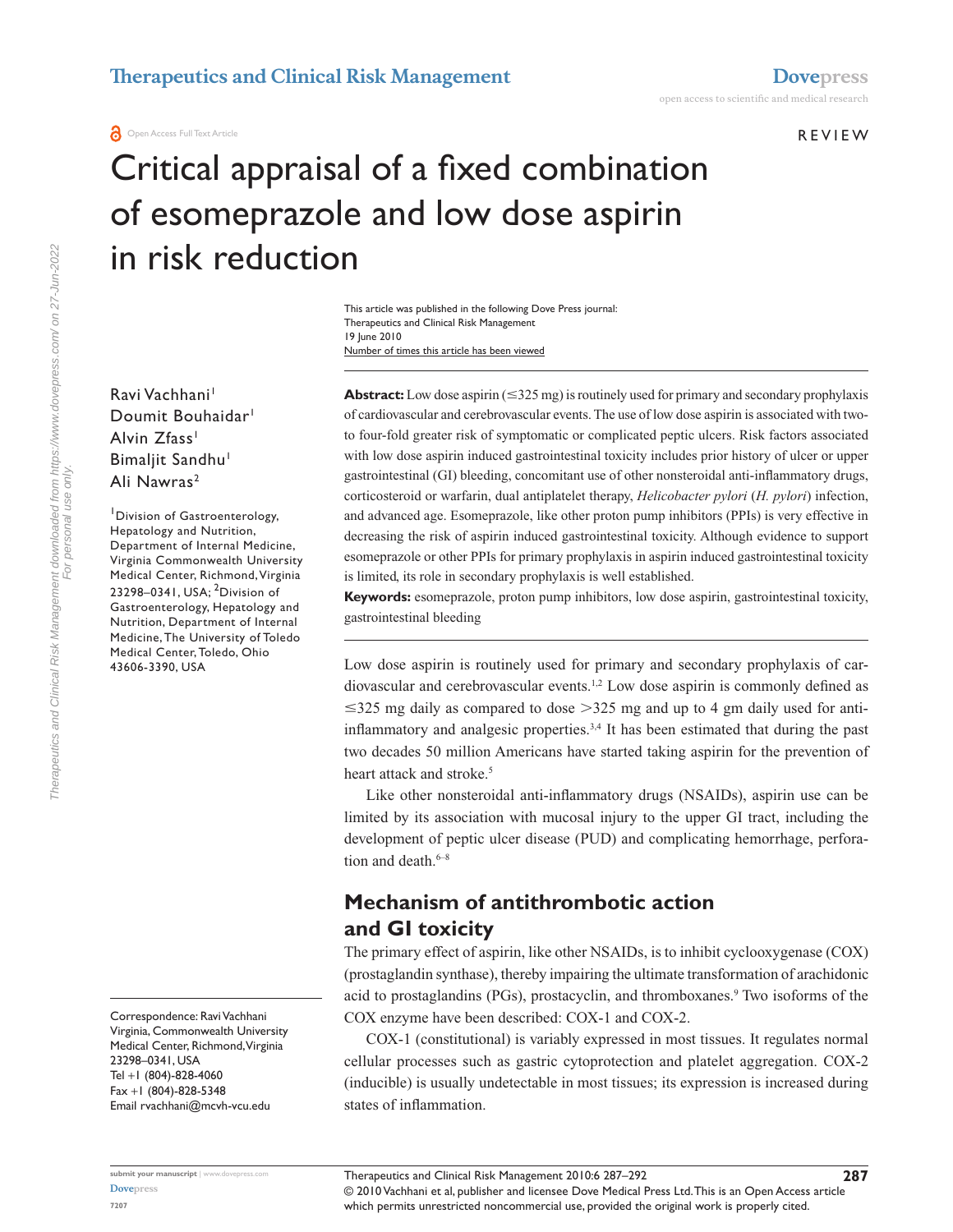# Critical appraisal of a fixed combination of esomeprazole and low dose aspirin in risk reduction

This article was published in the following Dove Press journal:
Therapeutics and Clinical Risk Management
19 June 2010
Number of times this article has been viewed

Ravi Vachhani[1]
Doumit Bouhaidar[1]
Alvin Zfass[1]
Bimaljit Sandhu[1]
Ali Nawras[2]

[1]Division of Gastroenterology, Hepatology and Nutrition, Department of Internal Medicine, Virginia Commonwealth University Medical Center, Richmond, Virginia 23298–0341, USA; [2]Division of Gastroenterology, Hepatology and Nutrition, Department of Internal Medicine, The University of Toledo Medical Center, Toledo, Ohio 43606-3390, USA

Correspondence: Ravi Vachhani
Virginia, Commonwealth University Medical Center, Richmond, Virginia 23298–0341, USA
Tel +1 (804)-828-4060
Fax +1 (804)-828-5348
Email rvachhani@mcvh-vcu.edu

**Abstract:** Low dose aspirin (≤325 mg) is routinely used for primary and secondary prophylaxis of cardiovascular and cerebrovascular events. The use of low dose aspirin is associated with two- to four-fold greater risk of symptomatic or complicated peptic ulcers. Risk factors associated with low dose aspirin induced gastrointestinal toxicity includes prior history of ulcer or upper gastrointestinal (GI) bleeding, concomitant use of other nonsteroidal anti-inflammatory drugs, corticosteroid or warfarin, dual antiplatelet therapy, *Helicobacter pylori* (*H. pylori*) infection, and advanced age. Esomeprazole, like other proton pump inhibitors (PPIs) is very effective in decreasing the risk of aspirin induced gastrointestinal toxicity. Although evidence to support esomeprazole or other PPIs for primary prophylaxis in aspirin induced gastrointestinal toxicity is limited, its role in secondary prophylaxis is well established.

**Keywords:** esomeprazole, proton pump inhibitors, low dose aspirin, gastrointestinal toxicity, gastrointestinal bleeding

Low dose aspirin is routinely used for primary and secondary prophylaxis of cardiovascular and cerebrovascular events.[1,2] Low dose aspirin is commonly defined as ≤325 mg daily as compared to dose >325 mg and up to 4 gm daily used for anti-inflammatory and analgesic properties.[3,4] It has been estimated that during the past two decades 50 million Americans have started taking aspirin for the prevention of heart attack and stroke.[5]

Like other nonsteroidal anti-inflammatory drugs (NSAIDs), aspirin use can be limited by its association with mucosal injury to the upper GI tract, including the development of peptic ulcer disease (PUD) and complicating hemorrhage, perforation and death.[6–8]

## Mechanism of antithrombotic action and GI toxicity

The primary effect of aspirin, like other NSAIDs, is to inhibit cyclooxygenase (COX) (prostaglandin synthase), thereby impairing the ultimate transformation of arachidonic acid to prostaglandins (PGs), prostacyclin, and thromboxanes.[9] Two isoforms of the COX enzyme have been described: COX-1 and COX-2.

COX-1 (constitutional) is variably expressed in most tissues. It regulates normal cellular processes such as gastric cytoprotection and platelet aggregation. COX-2 (inducible) is usually undetectable in most tissues; its expression is increased during states of inflammation.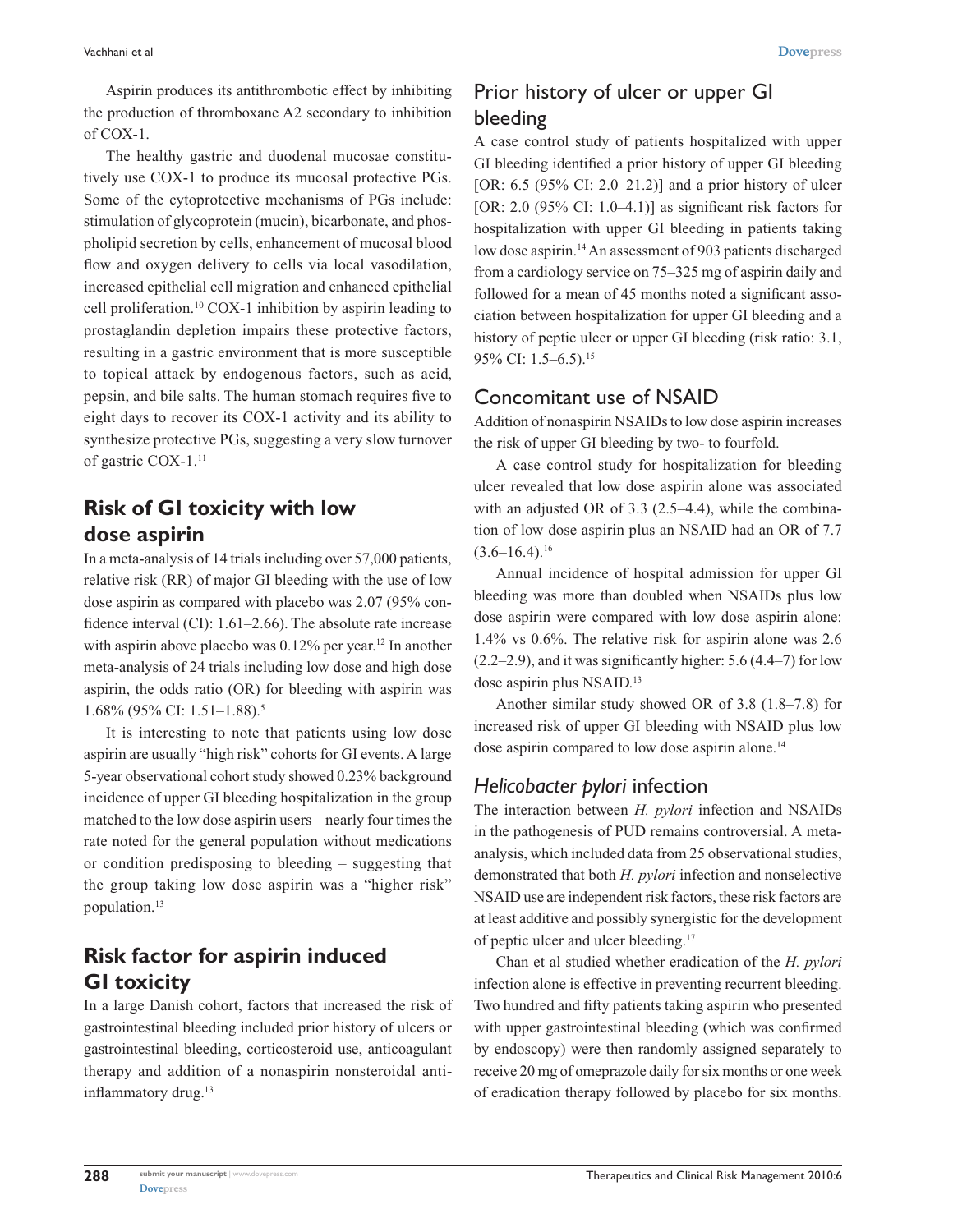Aspirin produces its antithrombotic effect by inhibiting the production of thromboxane A2 secondary to inhibition of COX-1.

The healthy gastric and duodenal mucosae constitutively use COX-1 to produce its mucosal protective PGs. Some of the cytoprotective mechanisms of PGs include: stimulation of glycoprotein (mucin), bicarbonate, and phospholipid secretion by cells, enhancement of mucosal blood flow and oxygen delivery to cells via local vasodilation, increased epithelial cell migration and enhanced epithelial cell proliferation.[10] COX-1 inhibition by aspirin leading to prostaglandin depletion impairs these protective factors, resulting in a gastric environment that is more susceptible to topical attack by endogenous factors, such as acid, pepsin, and bile salts. The human stomach requires five to eight days to recover its COX-1 activity and its ability to synthesize protective PGs, suggesting a very slow turnover of gastric COX-1.[11]

## Risk of GI toxicity with low dose aspirin

In a meta-analysis of 14 trials including over 57,000 patients, relative risk (RR) of major GI bleeding with the use of low dose aspirin as compared with placebo was 2.07 (95% confidence interval (CI): 1.61–2.66). The absolute rate increase with aspirin above placebo was 0.12% per year.[12] In another meta-analysis of 24 trials including low dose and high dose aspirin, the odds ratio (OR) for bleeding with aspirin was 1.68% (95% CI: 1.51–1.88).[5]

It is interesting to note that patients using low dose aspirin are usually "high risk" cohorts for GI events. A large 5-year observational cohort study showed 0.23% background incidence of upper GI bleeding hospitalization in the group matched to the low dose aspirin users – nearly four times the rate noted for the general population without medications or condition predisposing to bleeding – suggesting that the group taking low dose aspirin was a "higher risk" population.[13]

## Risk factor for aspirin induced GI toxicity

In a large Danish cohort, factors that increased the risk of gastrointestinal bleeding included prior history of ulcers or gastrointestinal bleeding, corticosteroid use, anticoagulant therapy and addition of a nonaspirin nonsteroidal anti-inflammatory drug.[13]

### Prior history of ulcer or upper GI bleeding

A case control study of patients hospitalized with upper GI bleeding identified a prior history of upper GI bleeding [OR: 6.5 (95% CI: 2.0–21.2)] and a prior history of ulcer [OR: 2.0 (95% CI: 1.0–4.1)] as significant risk factors for hospitalization with upper GI bleeding in patients taking low dose aspirin.[14] An assessment of 903 patients discharged from a cardiology service on 75–325 mg of aspirin daily and followed for a mean of 45 months noted a significant association between hospitalization for upper GI bleeding and a history of peptic ulcer or upper GI bleeding (risk ratio: 3.1, 95% CI: 1.5–6.5).[15]

### Concomitant use of NSAID

Addition of nonaspirin NSAIDs to low dose aspirin increases the risk of upper GI bleeding by two- to fourfold.

A case control study for hospitalization for bleeding ulcer revealed that low dose aspirin alone was associated with an adjusted OR of 3.3 (2.5–4.4), while the combination of low dose aspirin plus an NSAID had an OR of 7.7 (3.6–16.4).[16]

Annual incidence of hospital admission for upper GI bleeding was more than doubled when NSAIDs plus low dose aspirin were compared with low dose aspirin alone: 1.4% vs 0.6%. The relative risk for aspirin alone was 2.6 (2.2–2.9), and it was significantly higher: 5.6 (4.4–7) for low dose aspirin plus NSAID.[13]

Another similar study showed OR of 3.8 (1.8–7.8) for increased risk of upper GI bleeding with NSAID plus low dose aspirin compared to low dose aspirin alone.[14]

### *Helicobacter pylori* infection

The interaction between *H. pylori* infection and NSAIDs in the pathogenesis of PUD remains controversial. A meta-analysis, which included data from 25 observational studies, demonstrated that both *H. pylori* infection and nonselective NSAID use are independent risk factors, these risk factors are at least additive and possibly synergistic for the development of peptic ulcer and ulcer bleeding.[17]

Chan et al studied whether eradication of the *H. pylori* infection alone is effective in preventing recurrent bleeding. Two hundred and fifty patients taking aspirin who presented with upper gastrointestinal bleeding (which was confirmed by endoscopy) were then randomly assigned separately to receive 20 mg of omeprazole daily for six months or one week of eradication therapy followed by placebo for six months.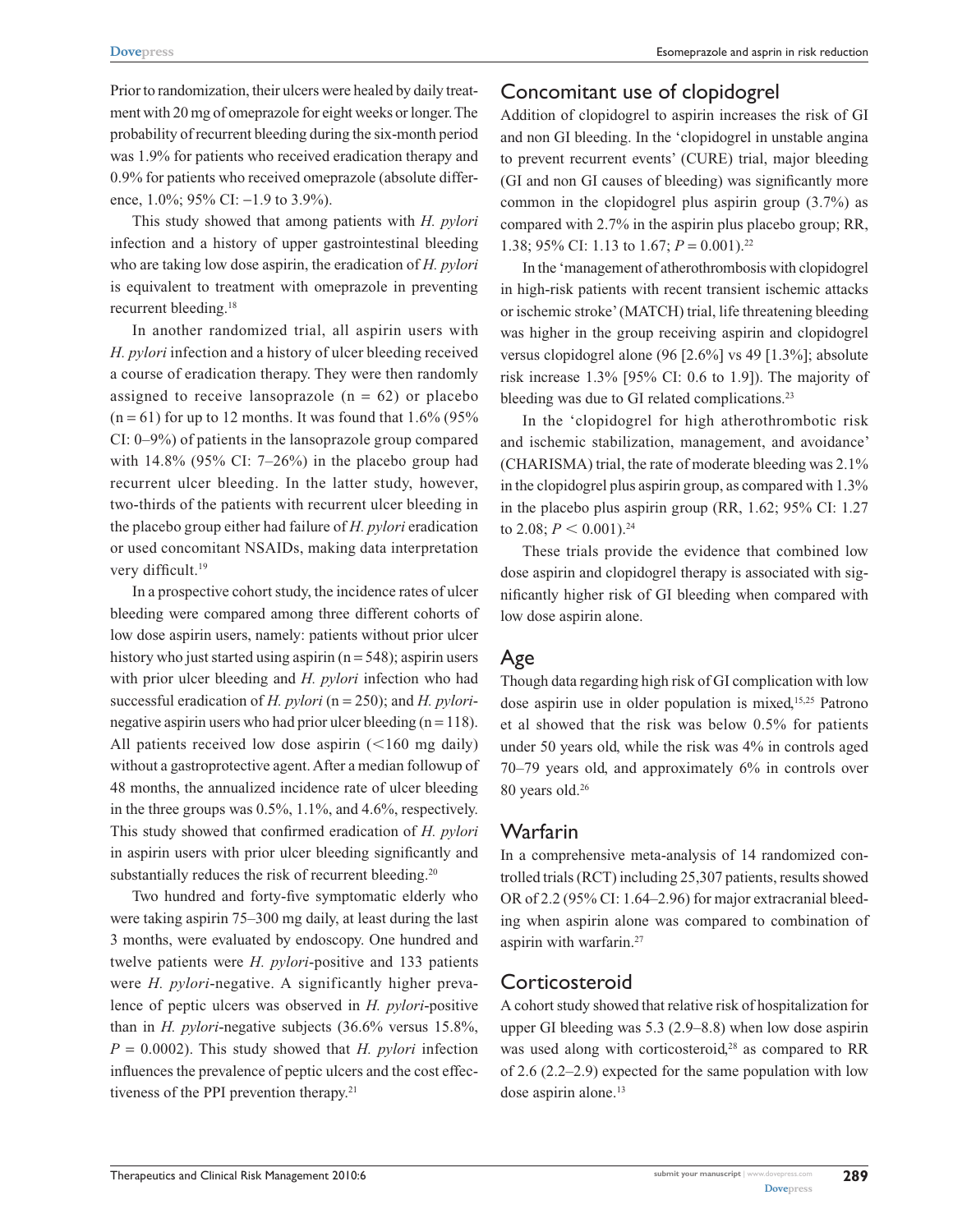Prior to randomization, their ulcers were healed by daily treatment with 20 mg of omeprazole for eight weeks or longer. The probability of recurrent bleeding during the six-month period was 1.9% for patients who received eradication therapy and 0.9% for patients who received omeprazole (absolute difference, 1.0%; 95% CI: −1.9 to 3.9%).

This study showed that among patients with *H. pylori* infection and a history of upper gastrointestinal bleeding who are taking low dose aspirin, the eradication of *H. pylori* is equivalent to treatment with omeprazole in preventing recurrent bleeding.[18]

In another randomized trial, all aspirin users with *H. pylori* infection and a history of ulcer bleeding received a course of eradication therapy. They were then randomly assigned to receive lansoprazole (n = 62) or placebo (n = 61) for up to 12 months. It was found that 1.6% (95% CI: 0–9%) of patients in the lansoprazole group compared with 14.8% (95% CI: 7–26%) in the placebo group had recurrent ulcer bleeding. In the latter study, however, two-thirds of the patients with recurrent ulcer bleeding in the placebo group either had failure of *H. pylori* eradication or used concomitant NSAIDs, making data interpretation very difficult.[19]

In a prospective cohort study, the incidence rates of ulcer bleeding were compared among three different cohorts of low dose aspirin users, namely: patients without prior ulcer history who just started using aspirin (n = 548); aspirin users with prior ulcer bleeding and *H. pylori* infection who had successful eradication of *H. pylori* (n = 250); and *H. pylori*-negative aspirin users who had prior ulcer bleeding (n = 118). All patients received low dose aspirin (<160 mg daily) without a gastroprotective agent. After a median followup of 48 months, the annualized incidence rate of ulcer bleeding in the three groups was 0.5%, 1.1%, and 4.6%, respectively. This study showed that confirmed eradication of *H. pylori* in aspirin users with prior ulcer bleeding significantly and substantially reduces the risk of recurrent bleeding.[20]

Two hundred and forty-five symptomatic elderly who were taking aspirin 75–300 mg daily, at least during the last 3 months, were evaluated by endoscopy. One hundred and twelve patients were *H. pylori*-positive and 133 patients were *H. pylori*-negative. A significantly higher prevalence of peptic ulcers was observed in *H. pylori*-positive than in *H. pylori*-negative subjects (36.6% versus 15.8%, $P = 0.0002$). This study showed that *H. pylori* infection influences the prevalence of peptic ulcers and the cost effectiveness of the PPI prevention therapy.[21]

## Concomitant use of clopidogrel

Addition of clopidogrel to aspirin increases the risk of GI and non GI bleeding. In the 'clopidogrel in unstable angina to prevent recurrent events' (CURE) trial, major bleeding (GI and non GI causes of bleeding) was significantly more common in the clopidogrel plus aspirin group (3.7%) as compared with 2.7% in the aspirin plus placebo group; RR, 1.38; 95% CI: 1.13 to 1.67; $P = 0.001$).[22]

In the 'management of atherothrombosis with clopidogrel in high-risk patients with recent transient ischemic attacks or ischemic stroke' (MATCH) trial, life threatening bleeding was higher in the group receiving aspirin and clopidogrel versus clopidogrel alone (96 [2.6%] vs 49 [1.3%]; absolute risk increase 1.3% [95% CI: 0.6 to 1.9]). The majority of bleeding was due to GI related complications.[23]

In the 'clopidogrel for high atherothrombotic risk and ischemic stabilization, management, and avoidance' (CHARISMA) trial, the rate of moderate bleeding was 2.1% in the clopidogrel plus aspirin group, as compared with 1.3% in the placebo plus aspirin group (RR, 1.62; 95% CI: 1.27 to 2.08; $P < 0.001$).[24]

These trials provide the evidence that combined low dose aspirin and clopidogrel therapy is associated with significantly higher risk of GI bleeding when compared with low dose aspirin alone.

## Age

Though data regarding high risk of GI complication with low dose aspirin use in older population is mixed,[15,25] Patrono et al showed that the risk was below 0.5% for patients under 50 years old, while the risk was 4% in controls aged 70–79 years old, and approximately 6% in controls over 80 years old.[26]

## Warfarin

In a comprehensive meta-analysis of 14 randomized controlled trials (RCT) including 25,307 patients, results showed OR of 2.2 (95% CI: 1.64–2.96) for major extracranial bleeding when aspirin alone was compared to combination of aspirin with warfarin.[27]

## Corticosteroid

A cohort study showed that relative risk of hospitalization for upper GI bleeding was 5.3 (2.9–8.8) when low dose aspirin was used along with corticosteroid,[28] as compared to RR of 2.6 (2.2–2.9) expected for the same population with low dose aspirin alone.[13]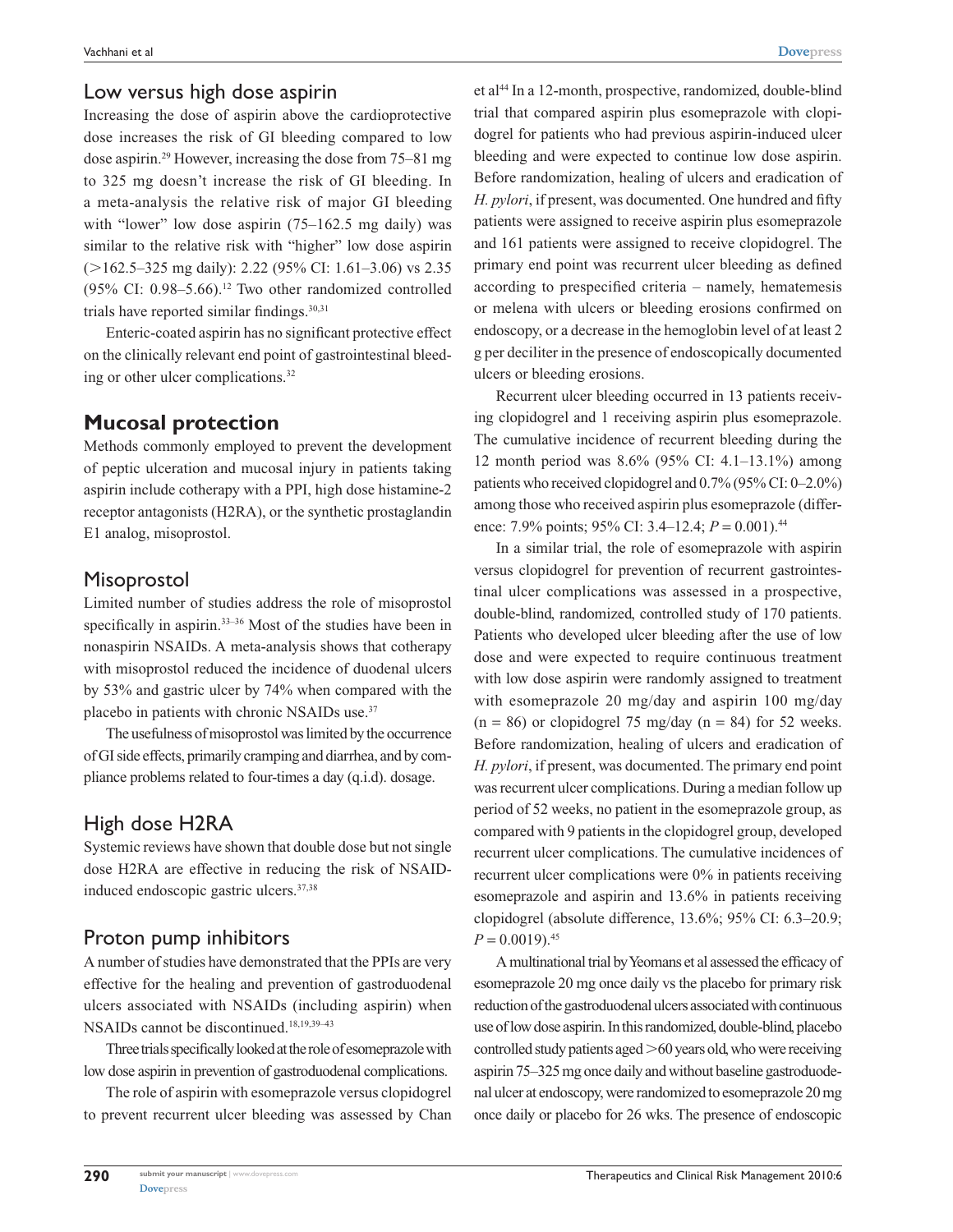## Low versus high dose aspirin

Increasing the dose of aspirin above the cardioprotective dose increases the risk of GI bleeding compared to low dose aspirin.[29] However, increasing the dose from 75–81 mg to 325 mg doesn't increase the risk of GI bleeding. In a meta-analysis the relative risk of major GI bleeding with "lower" low dose aspirin (75–162.5 mg daily) was similar to the relative risk with "higher" low dose aspirin (>162.5–325 mg daily): 2.22 (95% CI: 1.61–3.06) vs 2.35 (95% CI: 0.98–5.66).[12] Two other randomized controlled trials have reported similar findings.[30,31]

Enteric-coated aspirin has no significant protective effect on the clinically relevant end point of gastrointestinal bleeding or other ulcer complications.[32]

# Mucosal protection

Methods commonly employed to prevent the development of peptic ulceration and mucosal injury in patients taking aspirin include cotherapy with a PPI, high dose histamine-2 receptor antagonists (H2RA), or the synthetic prostaglandin E1 analog, misoprostol.

## Misoprostol

Limited number of studies address the role of misoprostol specifically in aspirin.[33–36] Most of the studies have been in nonaspirin NSAIDs. A meta-analysis shows that cotherapy with misoprostol reduced the incidence of duodenal ulcers by 53% and gastric ulcer by 74% when compared with the placebo in patients with chronic NSAIDs use.[37]

The usefulness of misoprostol was limited by the occurrence of GI side effects, primarily cramping and diarrhea, and by compliance problems related to four-times a day (q.i.d). dosage.

## High dose H2RA

Systemic reviews have shown that double dose but not single dose H2RA are effective in reducing the risk of NSAID-induced endoscopic gastric ulcers.[37,38]

## Proton pump inhibitors

A number of studies have demonstrated that the PPIs are very effective for the healing and prevention of gastroduodenal ulcers associated with NSAIDs (including aspirin) when NSAIDs cannot be discontinued.[18,19,39–43]

Three trials specifically looked at the role of esomeprazole with low dose aspirin in prevention of gastroduodenal complications.

The role of aspirin with esomeprazole versus clopidogrel to prevent recurrent ulcer bleeding was assessed by Chan et al[44] In a 12-month, prospective, randomized, double-blind trial that compared aspirin plus esomeprazole with clopidogrel for patients who had previous aspirin-induced ulcer bleeding and were expected to continue low dose aspirin. Before randomization, healing of ulcers and eradication of *H. pylori*, if present, was documented. One hundred and fifty patients were assigned to receive aspirin plus esomeprazole and 161 patients were assigned to receive clopidogrel. The primary end point was recurrent ulcer bleeding as defined according to prespecified criteria – namely, hematemesis or melena with ulcers or bleeding erosions confirmed on endoscopy, or a decrease in the hemoglobin level of at least 2 g per deciliter in the presence of endoscopically documented ulcers or bleeding erosions.

Recurrent ulcer bleeding occurred in 13 patients receiving clopidogrel and 1 receiving aspirin plus esomeprazole. The cumulative incidence of recurrent bleeding during the 12 month period was 8.6% (95% CI: 4.1–13.1%) among patients who received clopidogrel and 0.7% (95% CI: 0–2.0%) among those who received aspirin plus esomeprazole (difference: 7.9% points; 95% CI: 3.4–12.4; $P = 0.001$).[44]

In a similar trial, the role of esomeprazole with aspirin versus clopidogrel for prevention of recurrent gastrointestinal ulcer complications was assessed in a prospective, double-blind, randomized, controlled study of 170 patients. Patients who developed ulcer bleeding after the use of low dose and were expected to require continuous treatment with low dose aspirin were randomly assigned to treatment with esomeprazole 20 mg/day and aspirin 100 mg/day ($n = 86$) or clopidogrel 75 mg/day ($n = 84$) for 52 weeks. Before randomization, healing of ulcers and eradication of *H. pylori*, if present, was documented. The primary end point was recurrent ulcer complications. During a median follow up period of 52 weeks, no patient in the esomeprazole group, as compared with 9 patients in the clopidogrel group, developed recurrent ulcer complications. The cumulative incidences of recurrent ulcer complications were 0% in patients receiving esomeprazole and aspirin and 13.6% in patients receiving clopidogrel (absolute difference, 13.6%; 95% CI: 6.3–20.9; $P = 0.0019$).[45]

A multinational trial by Yeomans et al assessed the efficacy of esomeprazole 20 mg once daily vs the placebo for primary risk reduction of the gastroduodenal ulcers associated with continuous use of low dose aspirin. In this randomized, double-blind, placebo controlled study patients aged >60 years old, who were receiving aspirin 75–325 mg once daily and without baseline gastroduodenal ulcer at endoscopy, were randomized to esomeprazole 20 mg once daily or placebo for 26 wks. The presence of endoscopic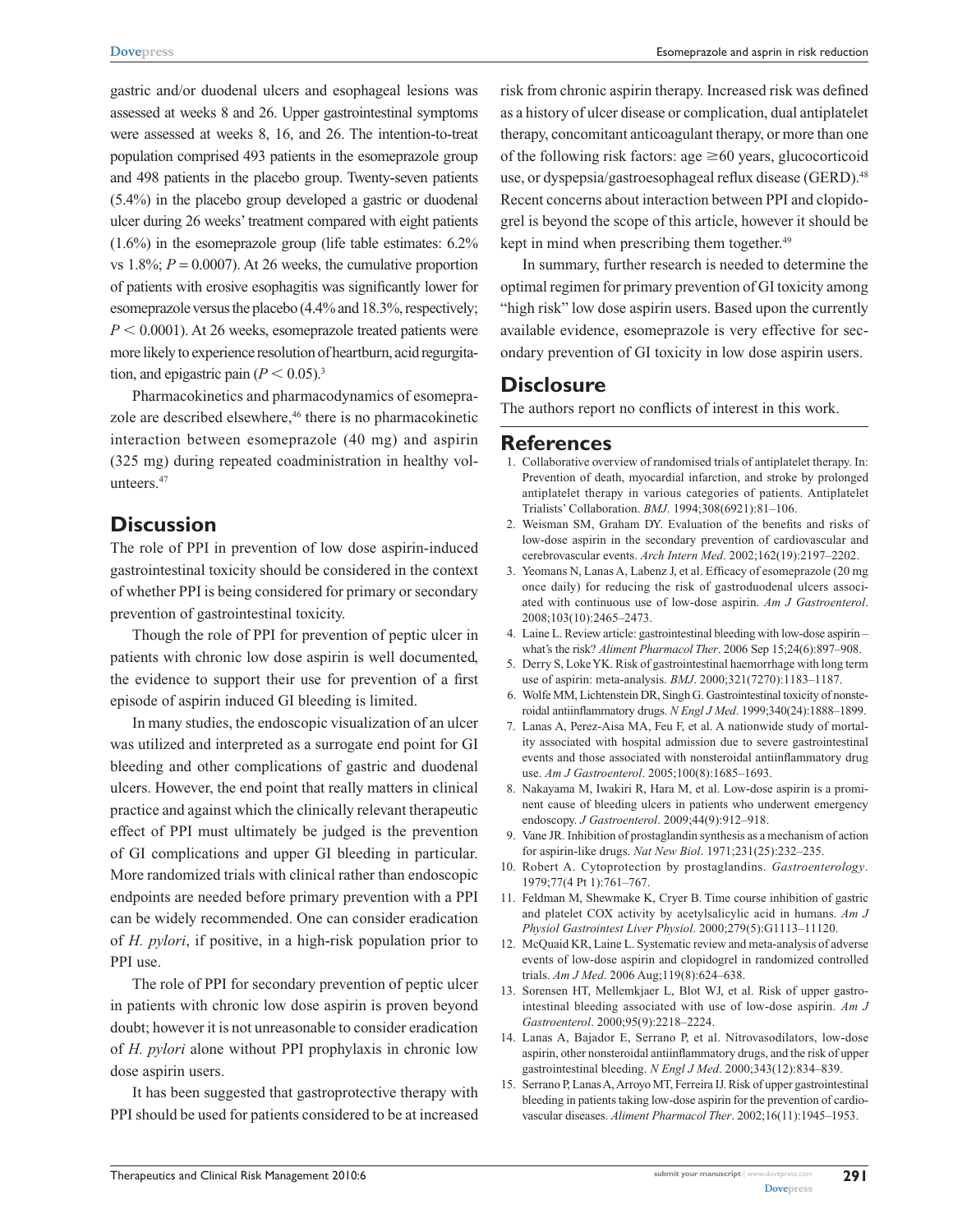gastric and/or duodenal ulcers and esophageal lesions was assessed at weeks 8 and 26. Upper gastrointestinal symptoms were assessed at weeks 8, 16, and 26. The intention-to-treat population comprised 493 patients in the esomeprazole group and 498 patients in the placebo group. Twenty-seven patients (5.4%) in the placebo group developed a gastric or duodenal ulcer during 26 weeks' treatment compared with eight patients (1.6%) in the esomeprazole group (life table estimates: 6.2% vs 1.8%; $P = 0.0007$). At 26 weeks, the cumulative proportion of patients with erosive esophagitis was significantly lower for esomeprazole versus the placebo (4.4% and 18.3%, respectively; $P < 0.0001$). At 26 weeks, esomeprazole treated patients were more likely to experience resolution of heartburn, acid regurgitation, and epigastric pain ($P < 0.05$).[3]

Pharmacokinetics and pharmacodynamics of esomeprazole are described elsewhere,[46] there is no pharmacokinetic interaction between esomeprazole (40 mg) and aspirin (325 mg) during repeated coadministration in healthy volunteers.[47]

## Discussion

The role of PPI in prevention of low dose aspirin-induced gastrointestinal toxicity should be considered in the context of whether PPI is being considered for primary or secondary prevention of gastrointestinal toxicity.

Though the role of PPI for prevention of peptic ulcer in patients with chronic low dose aspirin is well documented, the evidence to support their use for prevention of a first episode of aspirin induced GI bleeding is limited.

In many studies, the endoscopic visualization of an ulcer was utilized and interpreted as a surrogate end point for GI bleeding and other complications of gastric and duodenal ulcers. However, the end point that really matters in clinical practice and against which the clinically relevant therapeutic effect of PPI must ultimately be judged is the prevention of GI complications and upper GI bleeding in particular. More randomized trials with clinical rather than endoscopic endpoints are needed before primary prevention with a PPI can be widely recommended. One can consider eradication of *H. pylori*, if positive, in a high-risk population prior to PPI use.

The role of PPI for secondary prevention of peptic ulcer in patients with chronic low dose aspirin is proven beyond doubt; however it is not unreasonable to consider eradication of *H. pylori* alone without PPI prophylaxis in chronic low dose aspirin users.

It has been suggested that gastroprotective therapy with PPI should be used for patients considered to be at increased risk from chronic aspirin therapy. Increased risk was defined as a history of ulcer disease or complication, dual antiplatelet therapy, concomitant anticoagulant therapy, or more than one of the following risk factors: age ≥60 years, glucocorticoid use, or dyspepsia/gastroesophageal reflux disease (GERD).[48] Recent concerns about interaction between PPI and clopidogrel is beyond the scope of this article, however it should be kept in mind when prescribing them together.[49]

In summary, further research is needed to determine the optimal regimen for primary prevention of GI toxicity among "high risk" low dose aspirin users. Based upon the currently available evidence, esomeprazole is very effective for secondary prevention of GI toxicity in low dose aspirin users.

## Disclosure

The authors report no conflicts of interest in this work.

## References

1. Collaborative overview of randomised trials of antiplatelet therapy. In: Prevention of death, myocardial infarction, and stroke by prolonged antiplatelet therapy in various categories of patients. Antiplatelet Trialists' Collaboration. *BMJ*. 1994;308(6921):81–106.
2. Weisman SM, Graham DY. Evaluation of the benefits and risks of low-dose aspirin in the secondary prevention of cardiovascular and cerebrovascular events. *Arch Intern Med*. 2002;162(19):2197–2202.
3. Yeomans N, Lanas A, Labenz J, et al. Efficacy of esomeprazole (20 mg once daily) for reducing the risk of gastroduodenal ulcers associated with continuous use of low-dose aspirin. *Am J Gastroenterol*. 2008;103(10):2465–2473.
4. Laine L. Review article: gastrointestinal bleeding with low-dose aspirin – what's the risk? *Aliment Pharmacol Ther*. 2006 Sep 15;24(6):897–908.
5. Derry S, Loke YK. Risk of gastrointestinal haemorrhage with long term use of aspirin: meta-analysis. *BMJ*. 2000;321(7270):1183–1187.
6. Wolfe MM, Lichtenstein DR, Singh G. Gastrointestinal toxicity of nonsteroidal antiinflammatory drugs. *N Engl J Med*. 1999;340(24):1888–1899.
7. Lanas A, Perez-Aisa MA, Feu F, et al. A nationwide study of mortality associated with hospital admission due to severe gastrointestinal events and those associated with nonsteroidal antiinflammatory drug use. *Am J Gastroenterol*. 2005;100(8):1685–1693.
8. Nakayama M, Iwakiri R, Hara M, et al. Low-dose aspirin is a prominent cause of bleeding ulcers in patients who underwent emergency endoscopy. *J Gastroenterol*. 2009;44(9):912–918.
9. Vane JR. Inhibition of prostaglandin synthesis as a mechanism of action for aspirin-like drugs. *Nat New Biol*. 1971;231(25):232–235.
10. Robert A. Cytoprotection by prostaglandins. *Gastroenterology*. 1979;77(4 Pt 1):761–767.
11. Feldman M, Shewmake K, Cryer B. Time course inhibition of gastric and platelet COX activity by acetylsalicylic acid in humans. *Am J Physiol Gastrointest Liver Physiol*. 2000;279(5):G1113–11120.
12. McQuaid KR, Laine L. Systematic review and meta-analysis of adverse events of low-dose aspirin and clopidogrel in randomized controlled trials. *Am J Med*. 2006 Aug;119(8):624–638.
13. Sorensen HT, Mellemkjaer L, Blot WJ, et al. Risk of upper gastrointestinal bleeding associated with use of low-dose aspirin. *Am J Gastroenterol*. 2000;95(9):2218–2224.
14. Lanas A, Bajador E, Serrano P, et al. Nitrovasodilators, low-dose aspirin, other nonsteroidal antiinflammatory drugs, and the risk of upper gastrointestinal bleeding. *N Engl J Med*. 2000;343(12):834–839.
15. Serrano P, Lanas A, Arroyo MT, Ferreira IJ. Risk of upper gastrointestinal bleeding in patients taking low-dose aspirin for the prevention of cardiovascular diseases. *Aliment Pharmacol Ther*. 2002;16(11):1945–1953.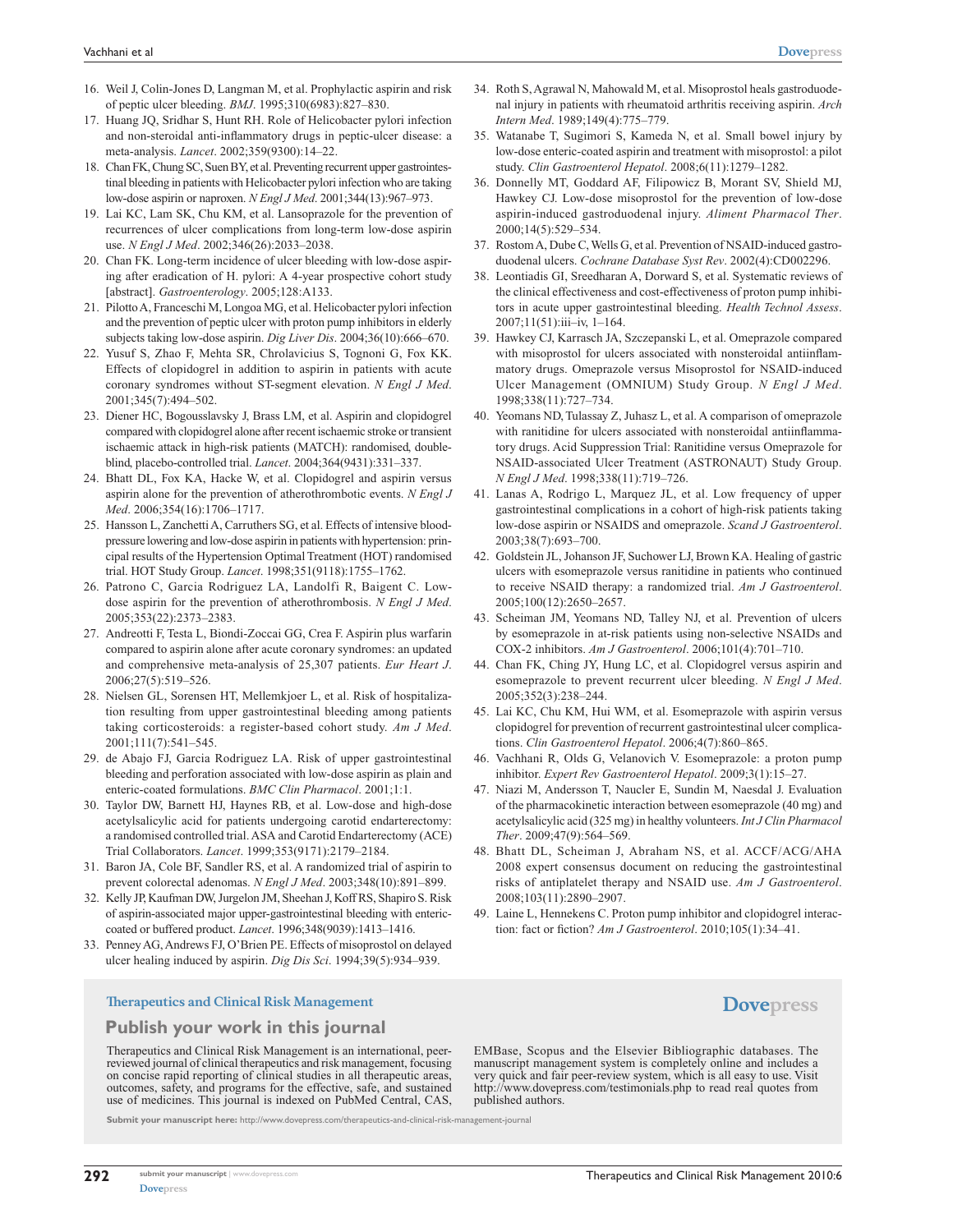16. Weil J, Colin-Jones D, Langman M, et al. Prophylactic aspirin and risk of peptic ulcer bleeding. *BMJ*. 1995;310(6983):827–830.
17. Huang JQ, Sridhar S, Hunt RH. Role of Helicobacter pylori infection and non-steroidal anti-inflammatory drugs in peptic-ulcer disease: a meta-analysis. *Lancet*. 2002;359(9300):14–22.
18. Chan FK, Chung SC, Suen BY, et al. Preventing recurrent upper gastrointestinal bleeding in patients with Helicobacter pylori infection who are taking low-dose aspirin or naproxen. *N Engl J Med*. 2001;344(13):967–973.
19. Lai KC, Lam SK, Chu KM, et al. Lansoprazole for the prevention of recurrences of ulcer complications from long-term low-dose aspirin use. *N Engl J Med*. 2002;346(26):2033–2038.
20. Chan FK. Long-term incidence of ulcer bleeding with low-dose aspiring after eradication of H. pylori: A 4-year prospective cohort study [abstract]. *Gastroenterology*. 2005;128:A133.
21. Pilotto A, Franceschi M, Longoa MG, et al. Helicobacter pylori infection and the prevention of peptic ulcer with proton pump inhibitors in elderly subjects taking low-dose aspirin. *Dig Liver Dis*. 2004;36(10):666–670.
22. Yusuf S, Zhao F, Mehta SR, Chrolavicius S, Tognoni G, Fox KK. Effects of clopidogrel in addition to aspirin in patients with acute coronary syndromes without ST-segment elevation. *N Engl J Med*. 2001;345(7):494–502.
23. Diener HC, Bogousslavsky J, Brass LM, et al. Aspirin and clopidogrel compared with clopidogrel alone after recent ischaemic stroke or transient ischaemic attack in high-risk patients (MATCH): randomised, double-blind, placebo-controlled trial. *Lancet*. 2004;364(9431):331–337.
24. Bhatt DL, Fox KA, Hacke W, et al. Clopidogrel and aspirin versus aspirin alone for the prevention of atherothrombotic events. *N Engl J Med*. 2006;354(16):1706–1717.
25. Hansson L, Zanchetti A, Carruthers SG, et al. Effects of intensive blood-pressure lowering and low-dose aspirin in patients with hypertension: principal results of the Hypertension Optimal Treatment (HOT) randomised trial. HOT Study Group. *Lancet*. 1998;351(9118):1755–1762.
26. Patrono C, Garcia Rodriguez LA, Landolfi R, Baigent C. Low-dose aspirin for the prevention of atherothrombosis. *N Engl J Med*. 2005;353(22):2373–2383.
27. Andreotti F, Testa L, Biondi-Zoccai GG, Crea F. Aspirin plus warfarin compared to aspirin alone after acute coronary syndromes: an updated and comprehensive meta-analysis of 25,307 patients. *Eur Heart J*. 2006;27(5):519–526.
28. Nielsen GL, Sorensen HT, Mellemkjoer L, et al. Risk of hospitalization resulting from upper gastrointestinal bleeding among patients taking corticosteroids: a register-based cohort study. *Am J Med*. 2001;111(7):541–545.
29. de Abajo FJ, Garcia Rodriguez LA. Risk of upper gastrointestinal bleeding and perforation associated with low-dose aspirin as plain and enteric-coated formulations. *BMC Clin Pharmacol*. 2001;1:1.
30. Taylor DW, Barnett HJ, Haynes RB, et al. Low-dose and high-dose acetylsalicylic acid for patients undergoing carotid endarterectomy: a randomised controlled trial. ASA and Carotid Endarterectomy (ACE) Trial Collaborators. *Lancet*. 1999;353(9171):2179–2184.
31. Baron JA, Cole BF, Sandler RS, et al. A randomized trial of aspirin to prevent colorectal adenomas. *N Engl J Med*. 2003;348(10):891–899.
32. Kelly JP, Kaufman DW, Jurgelon JM, Sheehan J, Koff RS, Shapiro S. Risk of aspirin-associated major upper-gastrointestinal bleeding with enteric-coated or buffered product. *Lancet*. 1996;348(9039):1413–1416.
33. Penney AG, Andrews FJ, O'Brien PE. Effects of misoprostol on delayed ulcer healing induced by aspirin. *Dig Dis Sci*. 1994;39(5):934–939.
34. Roth S, Agrawal N, Mahowald M, et al. Misoprostol heals gastroduodenal injury in patients with rheumatoid arthritis receiving aspirin. *Arch Intern Med*. 1989;149(4):775–779.
35. Watanabe T, Sugimori S, Kameda N, et al. Small bowel injury by low-dose enteric-coated aspirin and treatment with misoprostol: a pilot study. *Clin Gastroenterol Hepatol*. 2008;6(11):1279–1282.
36. Donnelly MT, Goddard AF, Filipowicz B, Morant SV, Shield MJ, Hawkey CJ. Low-dose misoprostol for the prevention of low-dose aspirin-induced gastroduodenal injury. *Aliment Pharmacol Ther*. 2000;14(5):529–534.
37. Rostom A, Dube C, Wells G, et al. Prevention of NSAID-induced gastroduodenal ulcers. *Cochrane Database Syst Rev*. 2002(4):CD002296.
38. Leontiadis GI, Sreedharan A, Dorward S, et al. Systematic reviews of the clinical effectiveness and cost-effectiveness of proton pump inhibitors in acute upper gastrointestinal bleeding. *Health Technol Assess*. 2007;11(51):iii–iv, 1–164.
39. Hawkey CJ, Karrasch JA, Szczepanski L, et al. Omeprazole compared with misoprostol for ulcers associated with nonsteroidal antiinflammatory drugs. Omeprazole versus Misoprostol for NSAID-induced Ulcer Management (OMNIUM) Study Group. *N Engl J Med*. 1998;338(11):727–734.
40. Yeomans ND, Tulassay Z, Juhasz L, et al. A comparison of omeprazole with ranitidine for ulcers associated with nonsteroidal antiinflammatory drugs. Acid Suppression Trial: Ranitidine versus Omeprazole for NSAID-associated Ulcer Treatment (ASTRONAUT) Study Group. *N Engl J Med*. 1998;338(11):719–726.
41. Lanas A, Rodrigo L, Marquez JL, et al. Low frequency of upper gastrointestinal complications in a cohort of high-risk patients taking low-dose aspirin or NSAIDS and omeprazole. *Scand J Gastroenterol*. 2003;38(7):693–700.
42. Goldstein JL, Johanson JF, Suchower LJ, Brown KA. Healing of gastric ulcers with esomeprazole versus ranitidine in patients who continued to receive NSAID therapy: a randomized trial. *Am J Gastroenterol*. 2005;100(12):2650–2657.
43. Scheiman JM, Yeomans ND, Talley NJ, et al. Prevention of ulcers by esomeprazole in at-risk patients using non-selective NSAIDs and COX-2 inhibitors. *Am J Gastroenterol*. 2006;101(4):701–710.
44. Chan FK, Ching JY, Hung LC, et al. Clopidogrel versus aspirin and esomeprazole to prevent recurrent ulcer bleeding. *N Engl J Med*. 2005;352(3):238–244.
45. Lai KC, Chu KM, Hui WM, et al. Esomeprazole with aspirin versus clopidogrel for prevention of recurrent gastrointestinal ulcer complications. *Clin Gastroenterol Hepatol*. 2006;4(7):860–865.
46. Vachhani R, Olds G, Velanovich V. Esomeprazole: a proton pump inhibitor. *Expert Rev Gastroenterol Hepatol*. 2009;3(1):15–27.
47. Niazi M, Andersson T, Naucler E, Sundin M, Naesdal J. Evaluation of the pharmacokinetic interaction between esomeprazole (40 mg) and acetylsalicylic acid (325 mg) in healthy volunteers. *Int J Clin Pharmacol Ther*. 2009;47(9):564–569.
48. Bhatt DL, Scheiman J, Abraham NS, et al. ACCF/ACG/AHA 2008 expert consensus document on reducing the gastrointestinal risks of antiplatelet therapy and NSAID use. *Am J Gastroenterol*. 2008;103(11):2890–2907.
49. Laine L, Hennekens C. Proton pump inhibitor and clopidogrel interaction: fact or fiction? *Am J Gastroenterol*. 2010;105(1):34–41.

**Therapeutics and Clinical Risk Management**

**Dovepress**

## Publish your work in this journal

Therapeutics and Clinical Risk Management is an international, peer-reviewed journal of clinical therapeutics and risk management, focusing on concise rapid reporting of clinical studies in all therapeutic areas, outcomes, safety, and programs for the effective, safe, and sustained use of medicines. This journal is indexed on PubMed Central, CAS, EMBase, Scopus and the Elsevier Bibliographic databases. The manuscript management system is completely online and includes a very quick and fair peer-review system, which is all easy to use. Visit http://www.dovepress.com/testimonials.php to read real quotes from published authors.

**Submit your manuscript here:** http://www.dovepress.com/therapeutics-and-clinical-risk-management-journal